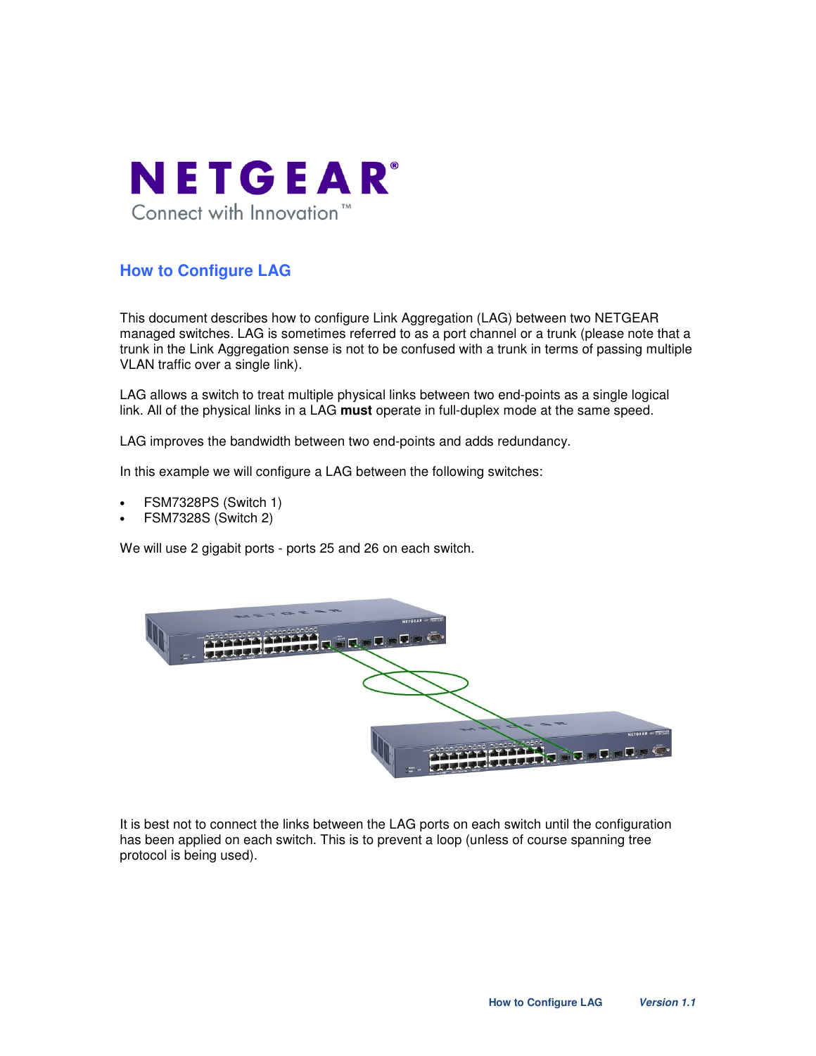NETGEAR

Connect with Innovation™

# How to Configure LAG

This document describes how to configure Link Aggregation (LAG) between two NETGEAR managed switches. LAG is sometimes referred to as a port channel or a trunk (please note that a trunk in the Link Aggregation sense is not to be confused with a trunk in terms of passing multiple VLAN traffic over a single link).

LAG allows a switch to treat multiple physical links between two end-points as a single logical link. All of the physical links in a LAG **must** operate in full-duplex mode at the same speed.

LAG improves the bandwidth between two end-points and adds redundancy.

In this example we will configure a LAG between the following switches:

- FSM7328PS (Switch 1)
- FSM7328S (Switch 2)

We will use 2 gigabit ports - ports 25 and 26 on each switch.

It is best not to connect the links between the LAG ports on each switch until the configuration has been applied on each switch. This is to prevent a loop (unless of course spanning tree protocol is being used).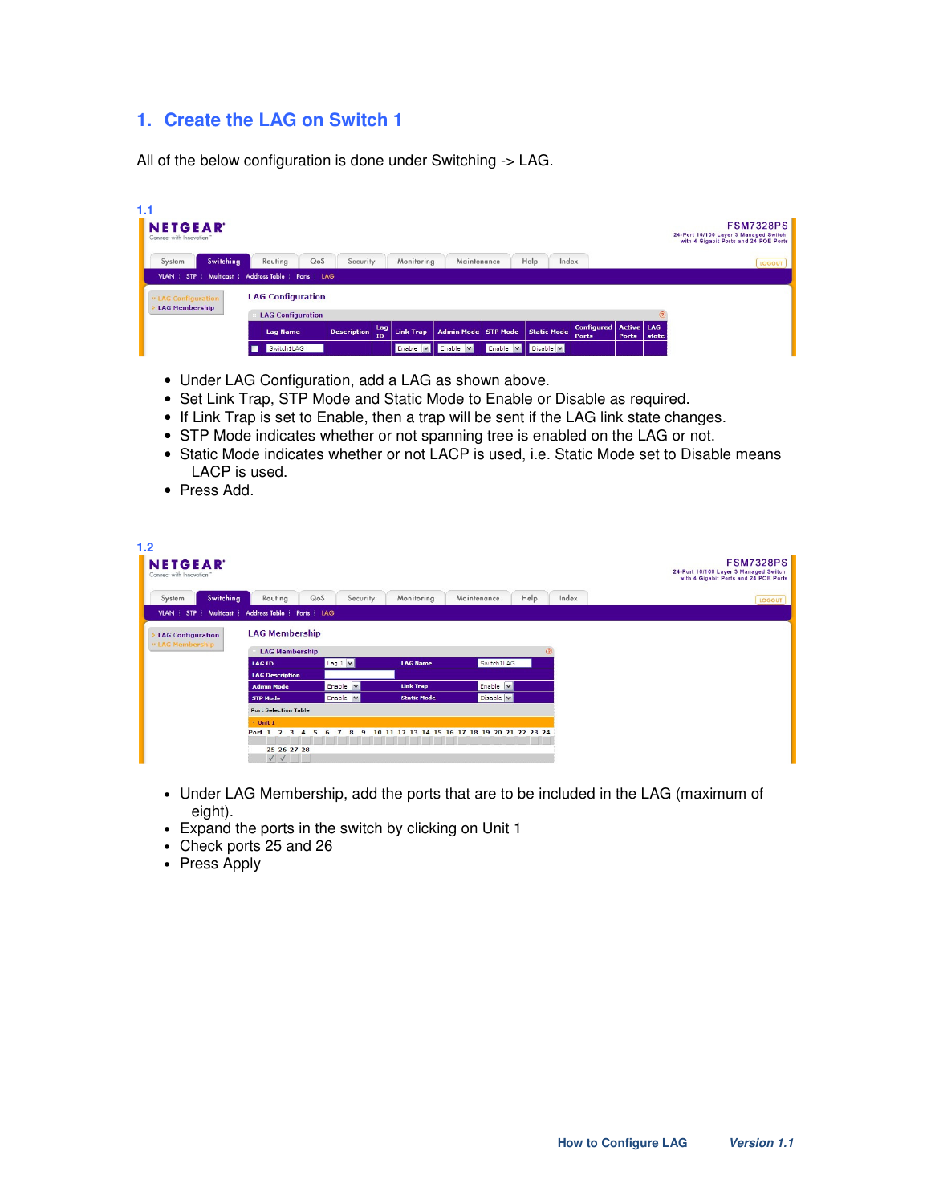## 1. Create the LAG on Switch 1

All of the below configuration is done under Switching -> LAG.

1.1

- Under LAG Configuration, add a LAG as shown above.
- Set Link Trap, STP Mode and Static Mode to Enable or Disable as required.
- If Link Trap is set to Enable, then a trap will be sent if the LAG link state changes.
- STP Mode indicates whether or not spanning tree is enabled on the LAG or not.
- Static Mode indicates whether or not LACP is used, i.e. Static Mode set to Disable means LACP is used.
- Press Add.

1.2

- Under LAG Membership, add the ports that are to be included in the LAG (maximum of eight).
- Expand the ports in the switch by clicking on Unit 1
- Check ports 25 and 26
- Press Apply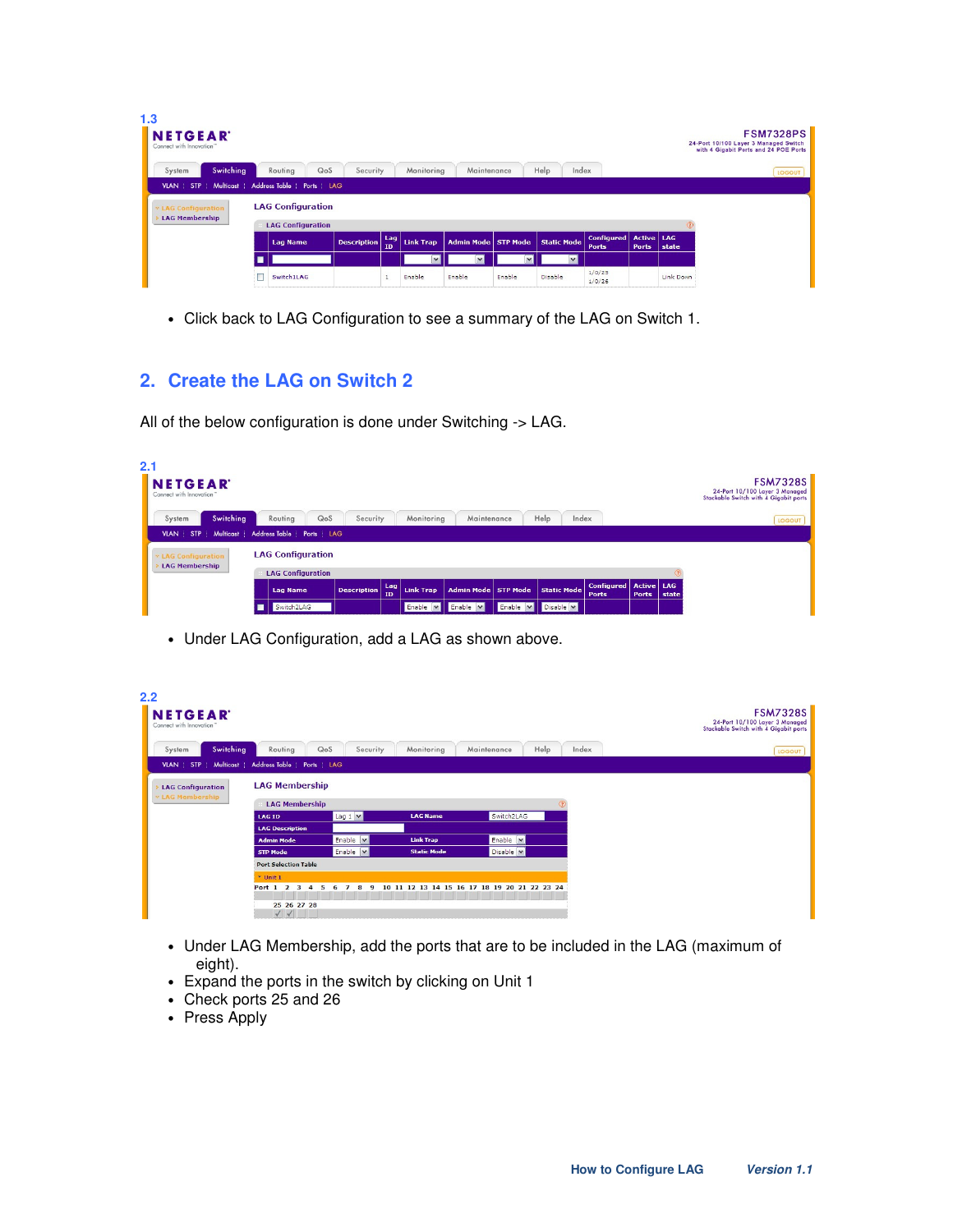1.3

- Click back to LAG Configuration to see a summary of the LAG on Switch 1.

## 2. Create the LAG on Switch 2

All of the below configuration is done under Switching -> LAG.

2.1

- Under LAG Configuration, add a LAG as shown above.

2.2

- Under LAG Membership, add the ports that are to be included in the LAG (maximum of eight).
- Expand the ports in the switch by clicking on Unit 1
- Check ports 25 and 26
- Press Apply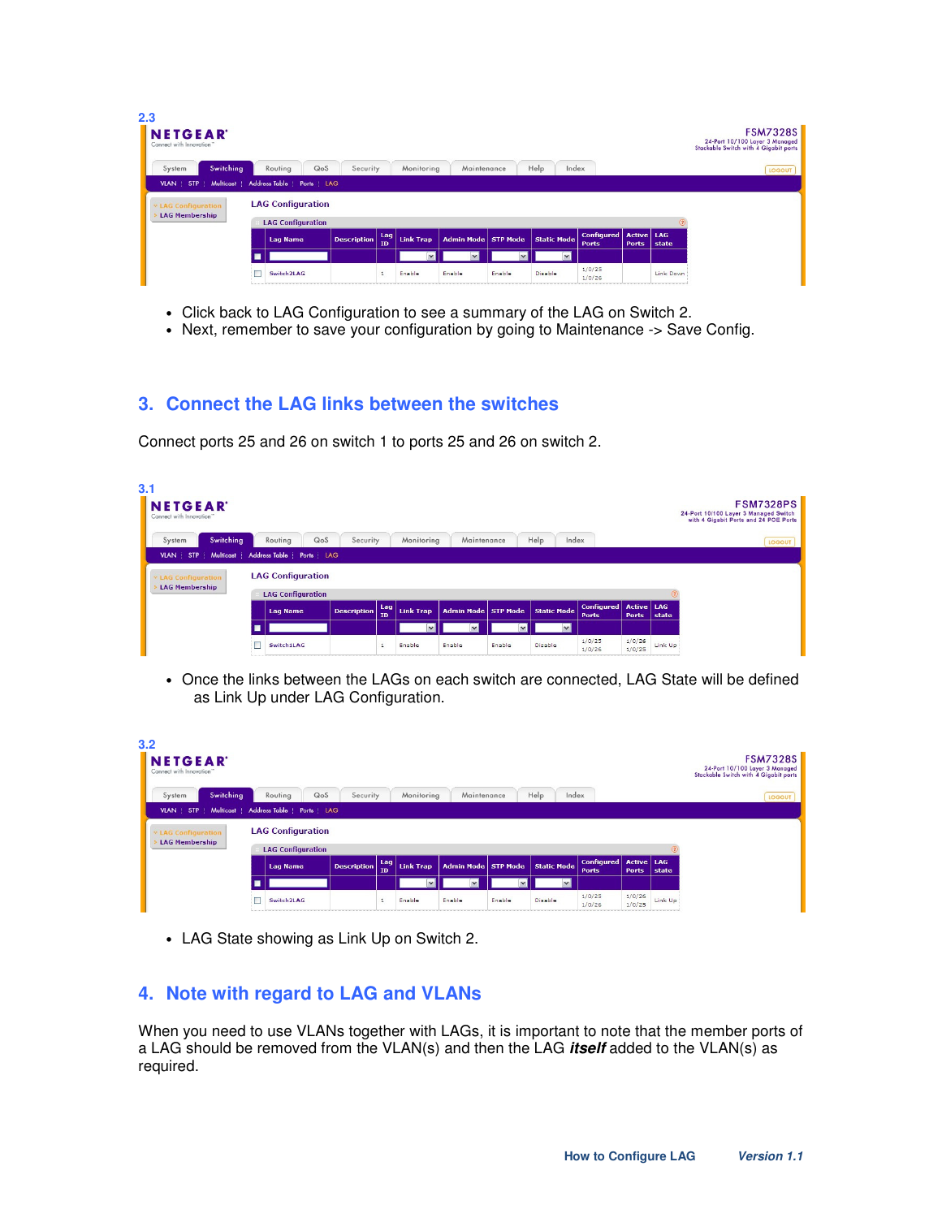2.3

NETGEAR
Connect with Innovation™

FSM7328S
24-Port 10/100 Layer 3 Managed Stackable Switch with 4 Gigabit ports

System | Switching | Routing | QoS | Security | Monitoring | Maintenance | Help | Index

LOGOUT

VLAN | STP | Multicast | Address Table | Ports | LAG

LAG Configuration
LAG Membership

LAG Configuration

| | Lag Name | Description | Lag ID | Link Trap | Admin Mode | STP Mode | Static Mode | Configured Ports | Active Ports | LAG state |
|---|---|---|---|---|---|---|---|---|---|---|
| | | | | | | | | | | |
| | Switch2LAG | | 1 | Enable | Enable | Enable | Disable | 1/0/25 1/0/26 | | Link Down |

- Click back to LAG Configuration to see a summary of the LAG on Switch 2.
- Next, remember to save your configuration by going to Maintenance -> Save Config.

## 3. Connect the LAG links between the switches

Connect ports 25 and 26 on switch 1 to ports 25 and 26 on switch 2.

3.1

NETGEAR
Connect with Innovation™

FSM7328PS
24-Port 10/100 Layer 3 Managed Switch with 4 Gigabit Ports and 24 POE Ports

System | Switching | Routing | QoS | Security | Monitoring | Maintenance | Help | Index

LOGOUT

VLAN | STP | Multicast | Address Table | Ports | LAG

LAG Configuration
LAG Membership

LAG Configuration

| | Lag Name | Description | Lag ID | Link Trap | Admin Mode | STP Mode | Static Mode | Configured Ports | Active Ports | LAG state |
|---|---|---|---|---|---|---|---|---|---|---|
| | | | | | | | | | | |
| | Switch1LAG | | 1 | Enable | Enable | Enable | Disable | 1/0/25 1/0/26 | 1/0/26 1/0/25 | Link Up |

- Once the links between the LAGs on each switch are connected, LAG State will be defined as Link Up under LAG Configuration.

3.2

NETGEAR
Connect with Innovation™

FSM7328S
24-Port 10/100 Layer 3 Managed Stackable Switch with 4 Gigabit ports

System | Switching | Routing | QoS | Security | Monitoring | Maintenance | Help | Index

LOGOUT

VLAN | STP | Multicast | Address Table | Ports | LAG

LAG Configuration
LAG Membership

LAG Configuration

| | Lag Name | Description | Lag ID | Link Trap | Admin Mode | STP Mode | Static Mode | Configured Ports | Active Ports | LAG state |
|---|---|---|---|---|---|---|---|---|---|---|
| | | | | | | | | | | |
| | Switch2LAG | | 1 | Enable | Enable | Enable | Disable | 1/0/25 1/0/26 | 1/0/26 1/0/25 | Link Up |

- LAG State showing as Link Up on Switch 2.

## 4. Note with regard to LAG and VLANs

When you need to use VLANs together with LAGs, it is important to note that the member ports of a LAG should be removed from the VLAN(s) and then the LAG ***itself*** added to the VLAN(s) as required.